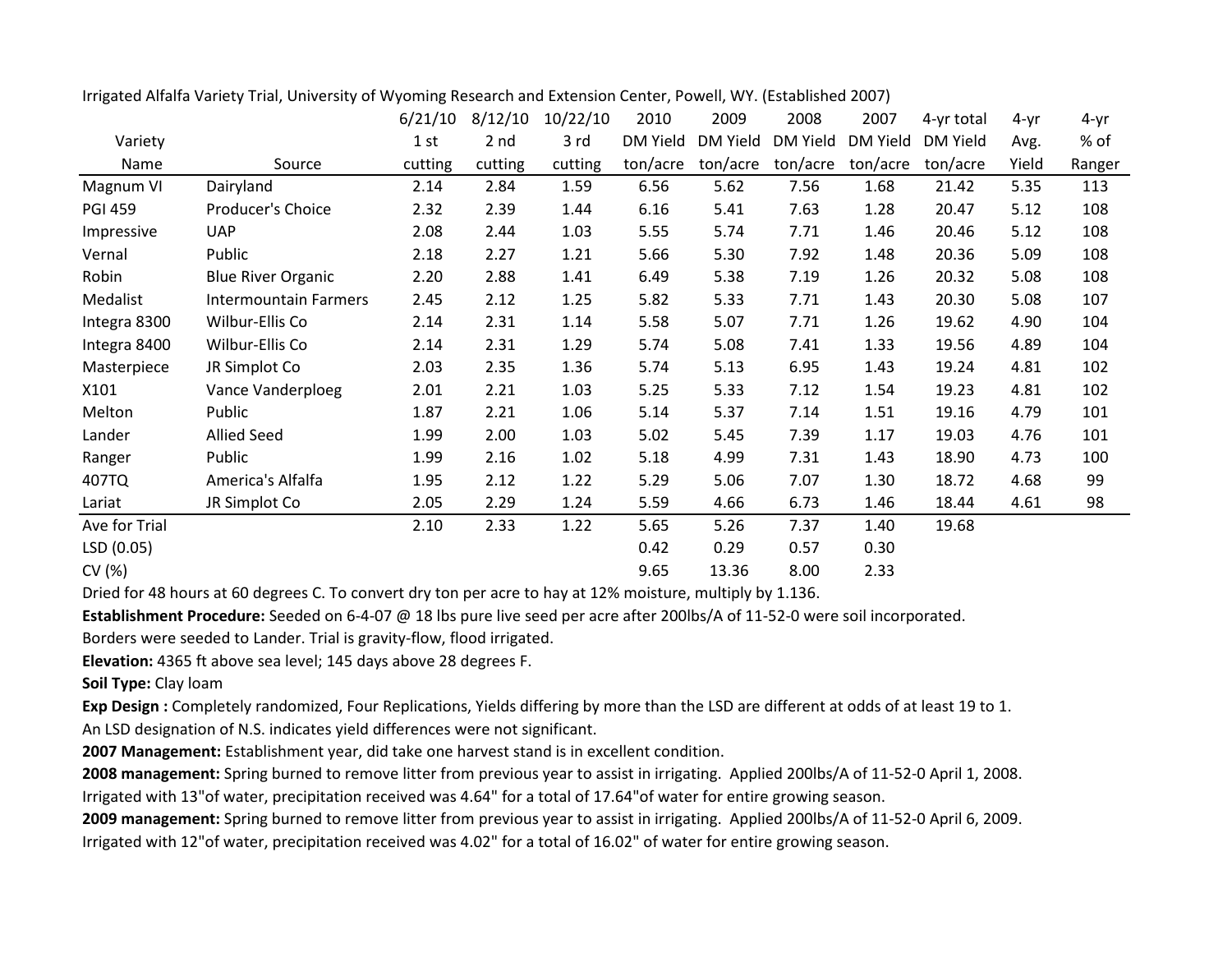Irrigated Alfalfa Variety Trial, University of Wyoming Research and Extension Center, Powell, WY. (Established 2007)

| Variety Name | Source | 6/21/10 1 st cutting | 8/12/10 2 nd cutting | 10/22/10 3 rd cutting | 2010 DM Yield ton/acre | 2009 DM Yield ton/acre | 2008 DM Yield ton/acre | 2007 DM Yield ton/acre | 4-yr total DM Yield ton/acre | 4-yr Avg. Yield | 4-yr % of Ranger |
|---|---|---|---|---|---|---|---|---|---|---|---|
| Magnum VI | Dairyland | 2.14 | 2.84 | 1.59 | 6.56 | 5.62 | 7.56 | 1.68 | 21.42 | 5.35 | 113 |
| PGI 459 | Producer's Choice | 2.32 | 2.39 | 1.44 | 6.16 | 5.41 | 7.63 | 1.28 | 20.47 | 5.12 | 108 |
| Impressive | UAP | 2.08 | 2.44 | 1.03 | 5.55 | 5.74 | 7.71 | 1.46 | 20.46 | 5.12 | 108 |
| Vernal | Public | 2.18 | 2.27 | 1.21 | 5.66 | 5.30 | 7.92 | 1.48 | 20.36 | 5.09 | 108 |
| Robin | Blue River Organic | 2.20 | 2.88 | 1.41 | 6.49 | 5.38 | 7.19 | 1.26 | 20.32 | 5.08 | 108 |
| Medalist | Intermountain Farmers | 2.45 | 2.12 | 1.25 | 5.82 | 5.33 | 7.71 | 1.43 | 20.30 | 5.08 | 107 |
| Integra 8300 | Wilbur-Ellis Co | 2.14 | 2.31 | 1.14 | 5.58 | 5.07 | 7.71 | 1.26 | 19.62 | 4.90 | 104 |
| Integra 8400 | Wilbur-Ellis Co | 2.14 | 2.31 | 1.29 | 5.74 | 5.08 | 7.41 | 1.33 | 19.56 | 4.89 | 104 |
| Masterpiece | JR Simplot Co | 2.03 | 2.35 | 1.36 | 5.74 | 5.13 | 6.95 | 1.43 | 19.24 | 4.81 | 102 |
| X101 | Vance Vanderploeg | 2.01 | 2.21 | 1.03 | 5.25 | 5.33 | 7.12 | 1.54 | 19.23 | 4.81 | 102 |
| Melton | Public | 1.87 | 2.21 | 1.06 | 5.14 | 5.37 | 7.14 | 1.51 | 19.16 | 4.79 | 101 |
| Lander | Allied Seed | 1.99 | 2.00 | 1.03 | 5.02 | 5.45 | 7.39 | 1.17 | 19.03 | 4.76 | 101 |
| Ranger | Public | 1.99 | 2.16 | 1.02 | 5.18 | 4.99 | 7.31 | 1.43 | 18.90 | 4.73 | 100 |
| 407TQ | America's Alfalfa | 1.95 | 2.12 | 1.22 | 5.29 | 5.06 | 7.07 | 1.30 | 18.72 | 4.68 | 99 |
| Lariat | JR Simplot Co | 2.05 | 2.29 | 1.24 | 5.59 | 4.66 | 6.73 | 1.46 | 18.44 | 4.61 | 98 |
| Ave for Trial | | 2.10 | 2.33 | 1.22 | 5.65 | 5.26 | 7.37 | 1.40 | 19.68 | | |
| LSD (0.05) | | | | | 0.42 | 0.29 | 0.57 | 0.30 | | | |
| CV (%) | | | | | 9.65 | 13.36 | 8.00 | 2.33 | | | |

Dried for 48 hours at 60 degrees C. To convert dry ton per acre to hay at 12% moisture, multiply by 1.136.

**Establishment Procedure:** Seeded on 6-4-07 @ 18 lbs pure live seed per acre after 200lbs/A of 11-52-0 were soil incorporated.

Borders were seeded to Lander. Trial is gravity-flow, flood irrigated.

**Elevation:** 4365 ft above sea level; 145 days above 28 degrees F.

**Soil Type:** Clay loam

**Exp Design :** Completely randomized, Four Replications, Yields differing by more than the LSD are different at odds of at least 19 to 1.

An LSD designation of N.S. indicates yield differences were not significant.

**2007 Management:** Establishment year, did take one harvest stand is in excellent condition.

**2008 management:** Spring burned to remove litter from previous year to assist in irrigating. Applied 200lbs/A of 11-52-0 April 1, 2008.

Irrigated with 13"of water, precipitation received was 4.64" for a total of 17.64"of water for entire growing season.

**2009 management:** Spring burned to remove litter from previous year to assist in irrigating. Applied 200lbs/A of 11-52-0 April 6, 2009.

Irrigated with 12"of water, precipitation received was 4.02" for a total of 16.02" of water for entire growing season.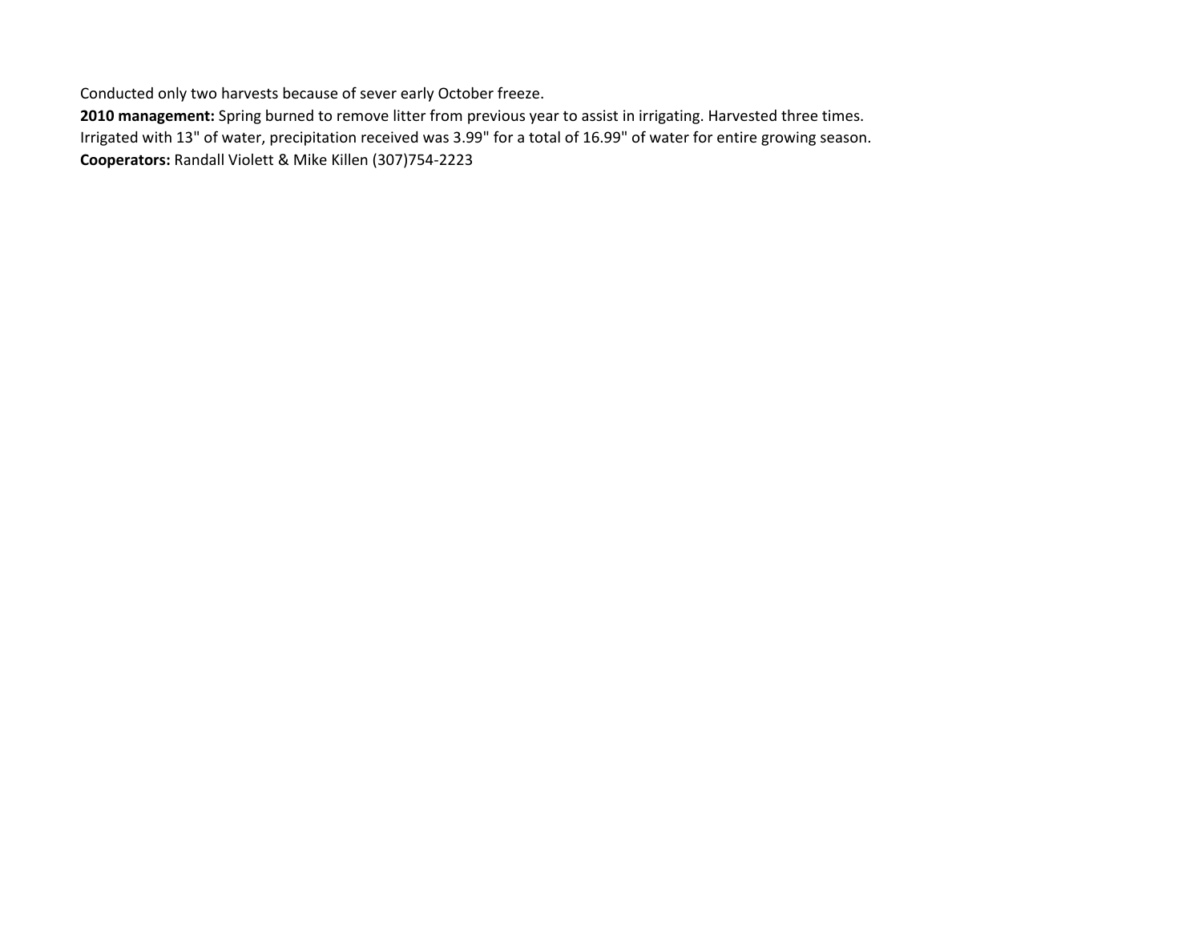Conducted only two harvests because of sever early October freeze.

**2010 management:** Spring burned to remove litter from previous year to assist in irrigating. Harvested three times. Irrigated with 13" of water, precipitation received was 3.99" for a total of 16.99" of water for entire growing season.

**Cooperators:** Randall Violett & Mike Killen (307)754-2223